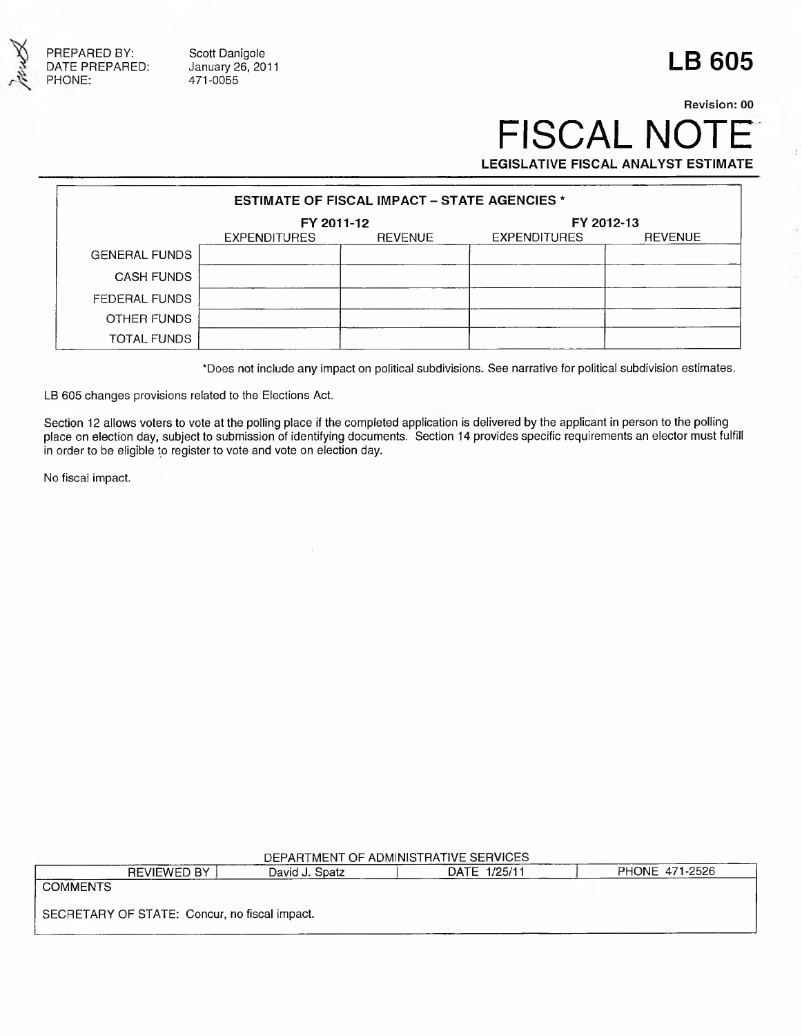PREPARED BY: Scott Danigole
DATE PREPARED: January 26, 2011
PHONE: 471-0055

# LB 605

Revision: 00

# FISCAL NOTE

**LEGISLATIVE FISCAL ANALYST ESTIMATE**

| ESTIMATE OF FISCAL IMPACT – STATE AGENCIES * | | | | |
|---|---|---|---|---|
| | FY 2011-12 | | FY 2012-13 | |
| | EXPENDITURES | REVENUE | EXPENDITURES | REVENUE |
| GENERAL FUNDS | | | | |
| CASH FUNDS | | | | |
| FEDERAL FUNDS | | | | |
| OTHER FUNDS | | | | |
| TOTAL FUNDS | | | | |

*Does not include any impact on political subdivisions. See narrative for political subdivision estimates.

LB 605 changes provisions related to the Elections Act.

Section 12 allows voters to vote at the polling place if the completed application is delivered by the applicant in person to the polling place on election day, subject to submission of identifying documents. Section 14 provides specific requirements an elector must fulfill in order to be eligible to register to vote and vote on election day.

No fiscal impact.

DEPARTMENT OF ADMINISTRATIVE SERVICES

| REVIEWED BY | David J. Spatz | DATE 1/25/11 | PHONE 471-2526 |
|---|---|---|---|

COMMENTS

SECRETARY OF STATE: Concur, no fiscal impact.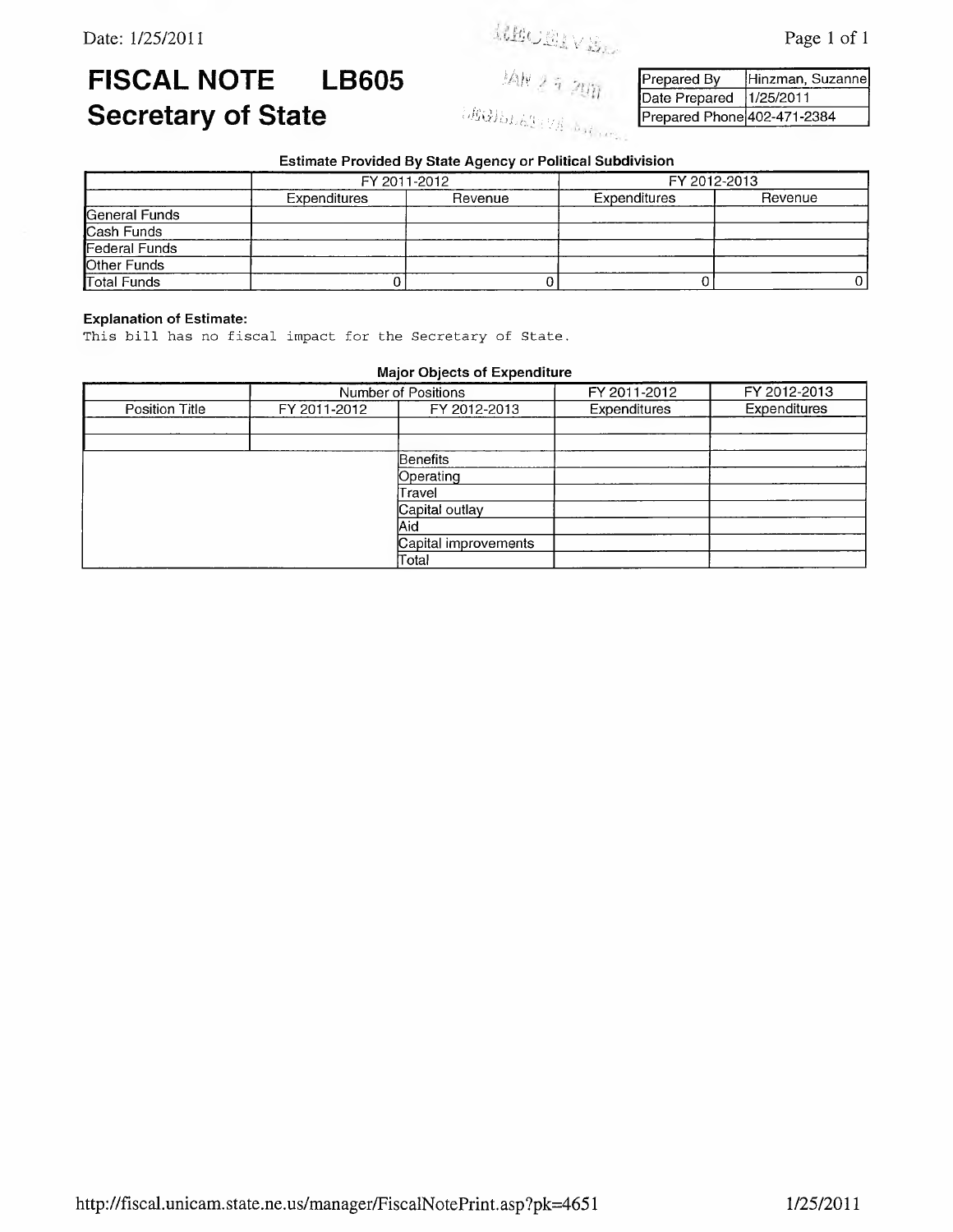Date: 1/25/2011

# FISCAL NOTE LB605
# Secretary of State

| | |
|---|---|
| Prepared By | Hinzman, Suzanne |
| Date Prepared | 1/25/2011 |
| Prepared Phone | 402-471-2384 |

**Estimate Provided By State Agency or Political Subdivision**

| | FY 2011-2012 | | FY 2012-2013 | |
|---|---|---|---|---|
| | Expenditures | Revenue | Expenditures | Revenue |
| General Funds | | | | |
| Cash Funds | | | | |
| Federal Funds | | | | |
| Other Funds | | | | |
| Total Funds | 0 | 0 | 0 | 0 |

**Explanation of Estimate:**

This bill has no fiscal impact for the Secretary of State.

**Major Objects of Expenditure**

| | Number of Positions | | FY 2011-2012 | FY 2012-2013 |
|---|---|---|---|---|
| Position Title | FY 2011-2012 | FY 2012-2013 | Expenditures | Expenditures |
| | | | | |
| | | | | |
| | | Benefits | | |
| | | Operating | | |
| | | Travel | | |
| | | Capital outlay | | |
| | | Aid | | |
| | | Capital improvements | | |
| | | Total | | |

http://fiscal.unicam.state.ne.us/manager/FiscalNotePrint.asp?pk=4651